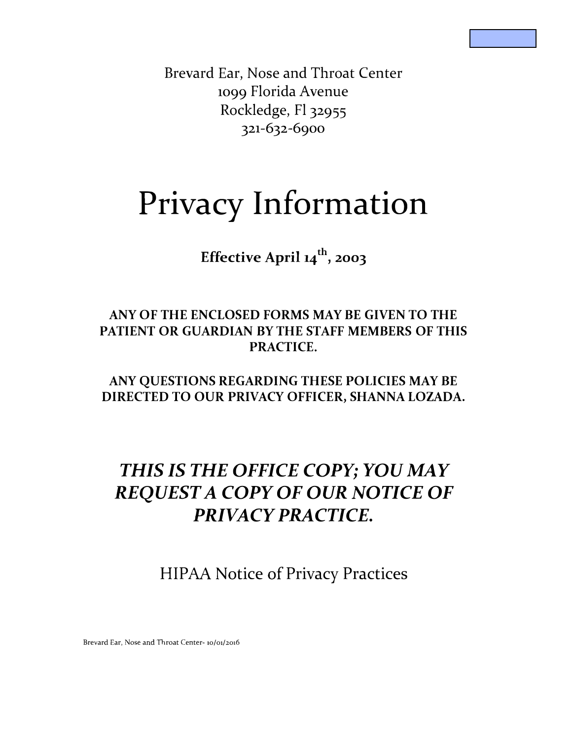Brevard Ear, Nose and Throat Center
1099 Florida Avenue
Rockledge, Fl 32955
321-632-6900

# Privacy Information

**Effective April 14th, 2003**

**ANY OF THE ENCLOSED FORMS MAY BE GIVEN TO THE PATIENT OR GUARDIAN BY THE STAFF MEMBERS OF THIS PRACTICE.**

**ANY QUESTIONS REGARDING THESE POLICIES MAY BE DIRECTED TO OUR PRIVACY OFFICER, SHANNA LOZADA.**

## ***THIS IS THE OFFICE COPY; YOU MAY REQUEST A COPY OF OUR NOTICE OF PRIVACY PRACTICE.***

## HIPAA Notice of Privacy Practices

Brevard Ear, Nose and Throat Center- 10/01/2016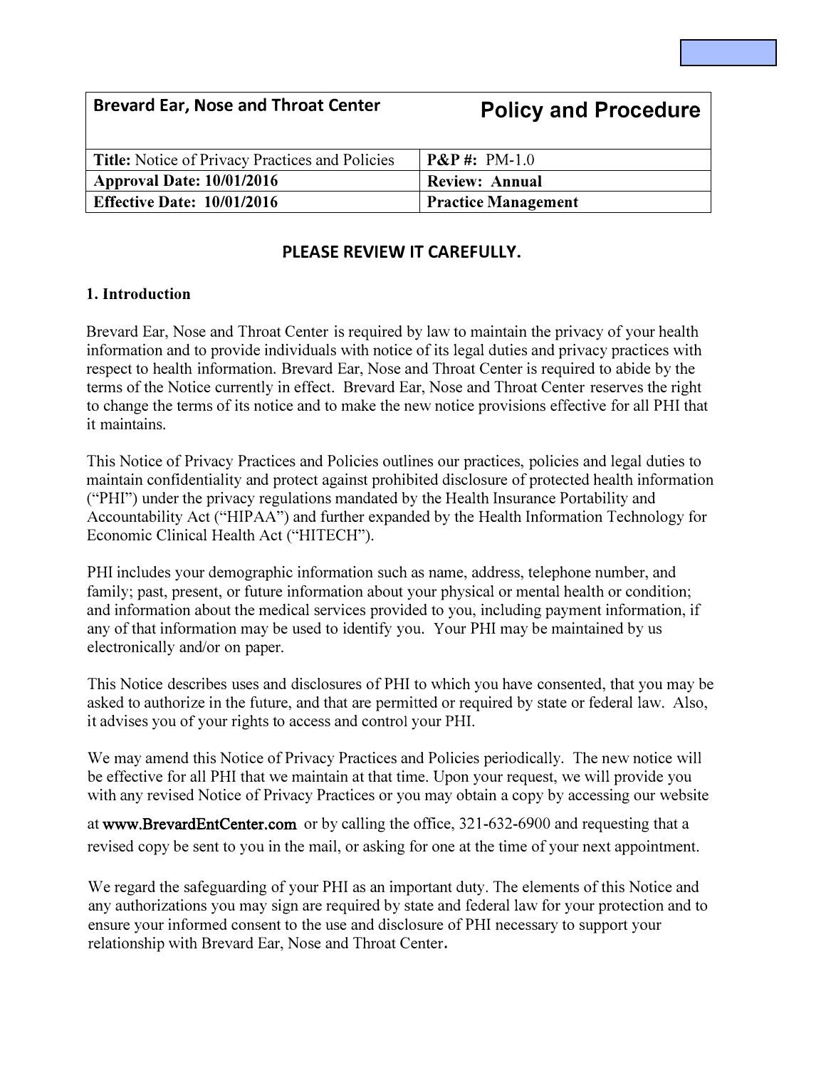| Brevard Ear, Nose and Throat Center | Policy and Procedure |
| --- | --- |
| **Title:** Notice of Privacy Practices and Policies | **P&P #:** PM-1.0 |
| **Approval Date: 10/01/2016** | **Review: Annual** |
| **Effective Date: 10/01/2016** | **Practice Management** |

**PLEASE REVIEW IT CAREFULLY.**

## 1. Introduction

Brevard Ear, Nose and Throat Center is required by law to maintain the privacy of your health information and to provide individuals with notice of its legal duties and privacy practices with respect to health information. Brevard Ear, Nose and Throat Center is required to abide by the terms of the Notice currently in effect. Brevard Ear, Nose and Throat Center reserves the right to change the terms of its notice and to make the new notice provisions effective for all PHI that it maintains.

This Notice of Privacy Practices and Policies outlines our practices, policies and legal duties to maintain confidentiality and protect against prohibited disclosure of protected health information ("PHI") under the privacy regulations mandated by the Health Insurance Portability and Accountability Act ("HIPAA") and further expanded by the Health Information Technology for Economic Clinical Health Act ("HITECH").

PHI includes your demographic information such as name, address, telephone number, and family; past, present, or future information about your physical or mental health or condition; and information about the medical services provided to you, including payment information, if any of that information may be used to identify you. Your PHI may be maintained by us electronically and/or on paper.

This Notice describes uses and disclosures of PHI to which you have consented, that you may be asked to authorize in the future, and that are permitted or required by state or federal law. Also, it advises you of your rights to access and control your PHI.

We may amend this Notice of Privacy Practices and Policies periodically. The new notice will be effective for all PHI that we maintain at that time. Upon your request, we will provide you with any revised Notice of Privacy Practices or you may obtain a copy by accessing our website at **www.BrevardEntCenter.com** or by calling the office, 321-632-6900 and requesting that a revised copy be sent to you in the mail, or asking for one at the time of your next appointment.

We regard the safeguarding of your PHI as an important duty. The elements of this Notice and any authorizations you may sign are required by state and federal law for your protection and to ensure your informed consent to the use and disclosure of PHI necessary to support your relationship with Brevard Ear, Nose and Throat Center.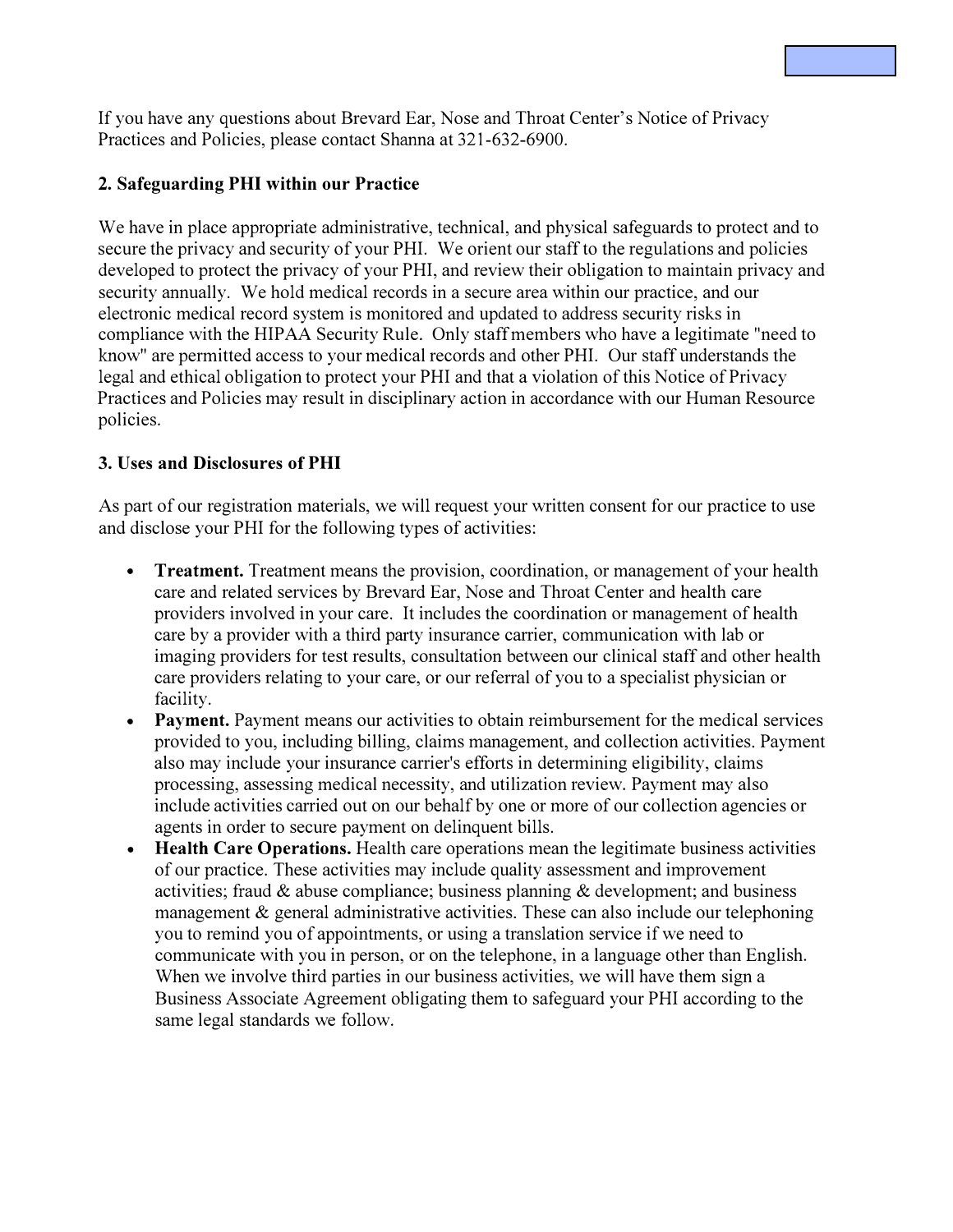If you have any questions about Brevard Ear, Nose and Throat Center's Notice of Privacy Practices and Policies, please contact Shanna at 321-632-6900.

## 2. Safeguarding PHI within our Practice

We have in place appropriate administrative, technical, and physical safeguards to protect and to secure the privacy and security of your PHI. We orient our staff to the regulations and policies developed to protect the privacy of your PHI, and review their obligation to maintain privacy and security annually. We hold medical records in a secure area within our practice, and our electronic medical record system is monitored and updated to address security risks in compliance with the HIPAA Security Rule. Only staff members who have a legitimate "need to know" are permitted access to your medical records and other PHI. Our staff understands the legal and ethical obligation to protect your PHI and that a violation of this Notice of Privacy Practices and Policies may result in disciplinary action in accordance with our Human Resource policies.

## 3. Uses and Disclosures of PHI

As part of our registration materials, we will request your written consent for our practice to use and disclose your PHI for the following types of activities:

- **Treatment.** Treatment means the provision, coordination, or management of your health care and related services by Brevard Ear, Nose and Throat Center and health care providers involved in your care. It includes the coordination or management of health care by a provider with a third party insurance carrier, communication with lab or imaging providers for test results, consultation between our clinical staff and other health care providers relating to your care, or our referral of you to a specialist physician or facility.
- **Payment.** Payment means our activities to obtain reimbursement for the medical services provided to you, including billing, claims management, and collection activities. Payment also may include your insurance carrier's efforts in determining eligibility, claims processing, assessing medical necessity, and utilization review. Payment may also include activities carried out on our behalf by one or more of our collection agencies or agents in order to secure payment on delinquent bills.
- **Health Care Operations.** Health care operations mean the legitimate business activities of our practice. These activities may include quality assessment and improvement activities; fraud & abuse compliance; business planning & development; and business management & general administrative activities. These can also include our telephoning you to remind you of appointments, or using a translation service if we need to communicate with you in person, or on the telephone, in a language other than English. When we involve third parties in our business activities, we will have them sign a Business Associate Agreement obligating them to safeguard your PHI according to the same legal standards we follow.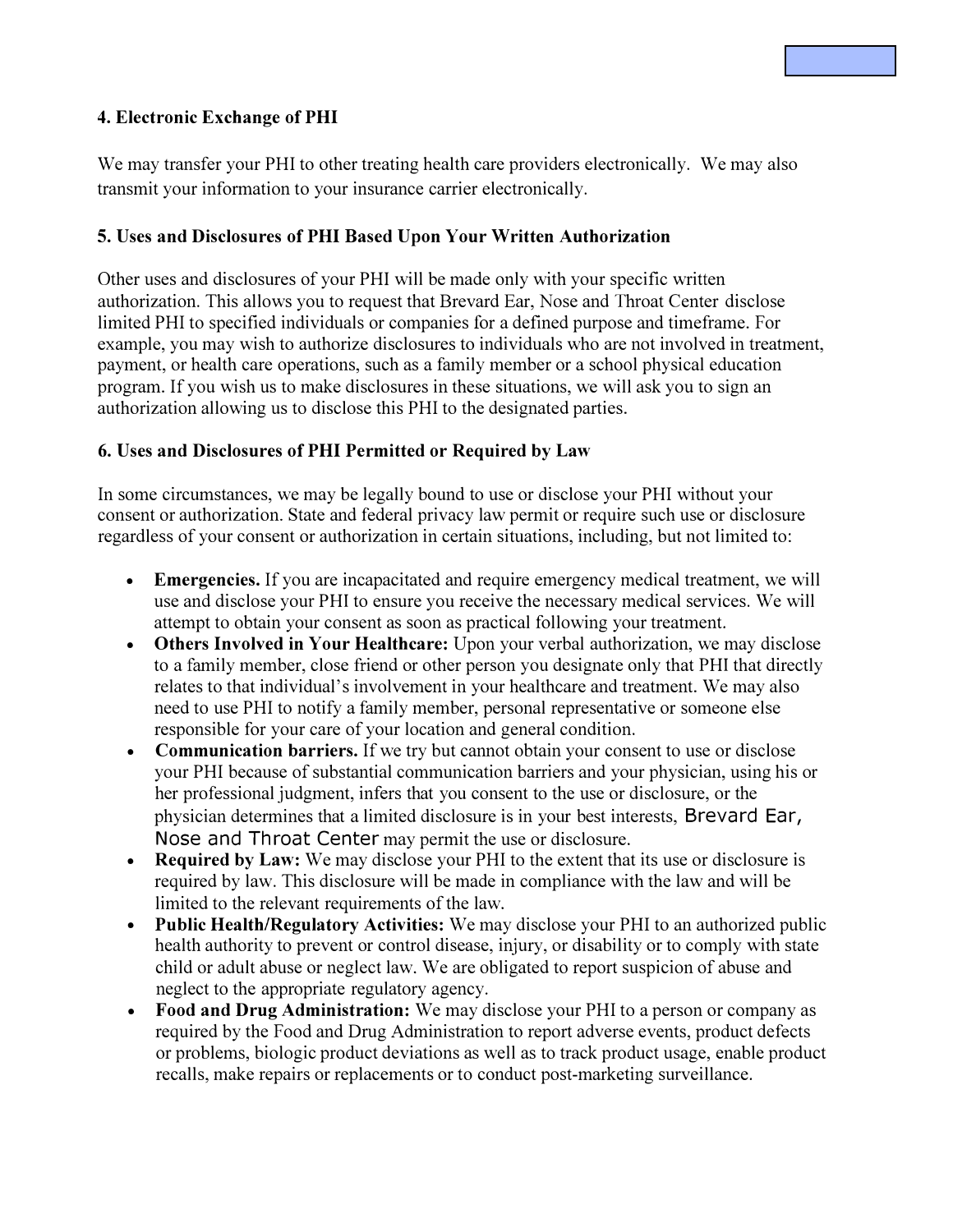### 4. Electronic Exchange of PHI

We may transfer your PHI to other treating health care providers electronically. We may also transmit your information to your insurance carrier electronically.

### 5. Uses and Disclosures of PHI Based Upon Your Written Authorization

Other uses and disclosures of your PHI will be made only with your specific written authorization. This allows you to request that Brevard Ear, Nose and Throat Center disclose limited PHI to specified individuals or companies for a defined purpose and timeframe. For example, you may wish to authorize disclosures to individuals who are not involved in treatment, payment, or health care operations, such as a family member or a school physical education program. If you wish us to make disclosures in these situations, we will ask you to sign an authorization allowing us to disclose this PHI to the designated parties.

### 6. Uses and Disclosures of PHI Permitted or Required by Law

In some circumstances, we may be legally bound to use or disclose your PHI without your consent or authorization. State and federal privacy law permit or require such use or disclosure regardless of your consent or authorization in certain situations, including, but not limited to:

- **Emergencies.** If you are incapacitated and require emergency medical treatment, we will use and disclose your PHI to ensure you receive the necessary medical services. We will attempt to obtain your consent as soon as practical following your treatment.
- **Others Involved in Your Healthcare:** Upon your verbal authorization, we may disclose to a family member, close friend or other person you designate only that PHI that directly relates to that individual's involvement in your healthcare and treatment. We may also need to use PHI to notify a family member, personal representative or someone else responsible for your care of your location and general condition.
- **Communication barriers.** If we try but cannot obtain your consent to use or disclose your PHI because of substantial communication barriers and your physician, using his or her professional judgment, infers that you consent to the use or disclosure, or the physician determines that a limited disclosure is in your best interests, Brevard Ear, Nose and Throat Center may permit the use or disclosure.
- **Required by Law:** We may disclose your PHI to the extent that its use or disclosure is required by law. This disclosure will be made in compliance with the law and will be limited to the relevant requirements of the law.
- **Public Health/Regulatory Activities:** We may disclose your PHI to an authorized public health authority to prevent or control disease, injury, or disability or to comply with state child or adult abuse or neglect law. We are obligated to report suspicion of abuse and neglect to the appropriate regulatory agency.
- **Food and Drug Administration:** We may disclose your PHI to a person or company as required by the Food and Drug Administration to report adverse events, product defects or problems, biologic product deviations as well as to track product usage, enable product recalls, make repairs or replacements or to conduct post-marketing surveillance.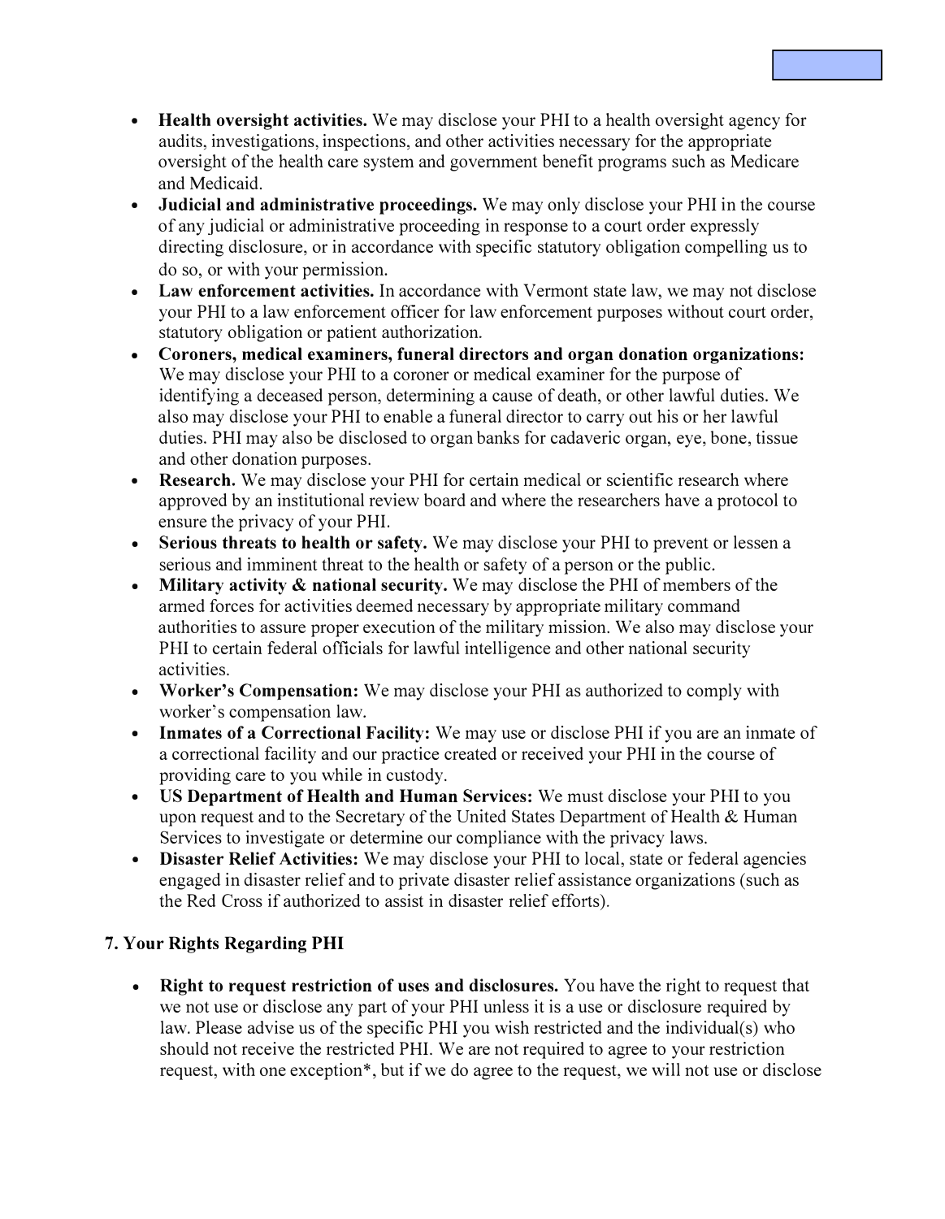- **Health oversight activities.** We may disclose your PHI to a health oversight agency for audits, investigations, inspections, and other activities necessary for the appropriate oversight of the health care system and government benefit programs such as Medicare and Medicaid.
- **Judicial and administrative proceedings.** We may only disclose your PHI in the course of any judicial or administrative proceeding in response to a court order expressly directing disclosure, or in accordance with specific statutory obligation compelling us to do so, or with your permission.
- **Law enforcement activities.** In accordance with Vermont state law, we may not disclose your PHI to a law enforcement officer for law enforcement purposes without court order, statutory obligation or patient authorization.
- **Coroners, medical examiners, funeral directors and organ donation organizations:** We may disclose your PHI to a coroner or medical examiner for the purpose of identifying a deceased person, determining a cause of death, or other lawful duties. We also may disclose your PHI to enable a funeral director to carry out his or her lawful duties. PHI may also be disclosed to organ banks for cadaveric organ, eye, bone, tissue and other donation purposes.
- **Research.** We may disclose your PHI for certain medical or scientific research where approved by an institutional review board and where the researchers have a protocol to ensure the privacy of your PHI.
- **Serious threats to health or safety.** We may disclose your PHI to prevent or lessen a serious and imminent threat to the health or safety of a person or the public.
- **Military activity & national security.** We may disclose the PHI of members of the armed forces for activities deemed necessary by appropriate military command authorities to assure proper execution of the military mission. We also may disclose your PHI to certain federal officials for lawful intelligence and other national security activities.
- **Worker's Compensation:** We may disclose your PHI as authorized to comply with worker's compensation law.
- **Inmates of a Correctional Facility:** We may use or disclose PHI if you are an inmate of a correctional facility and our practice created or received your PHI in the course of providing care to you while in custody.
- **US Department of Health and Human Services:** We must disclose your PHI to you upon request and to the Secretary of the United States Department of Health & Human Services to investigate or determine our compliance with the privacy laws.
- **Disaster Relief Activities:** We may disclose your PHI to local, state or federal agencies engaged in disaster relief and to private disaster relief assistance organizations (such as the Red Cross if authorized to assist in disaster relief efforts).

## 7. Your Rights Regarding PHI

- **Right to request restriction of uses and disclosures.** You have the right to request that we not use or disclose any part of your PHI unless it is a use or disclosure required by law. Please advise us of the specific PHI you wish restricted and the individual(s) who should not receive the restricted PHI. We are not required to agree to your restriction request, with one exception*, but if we do agree to the request, we will not use or disclose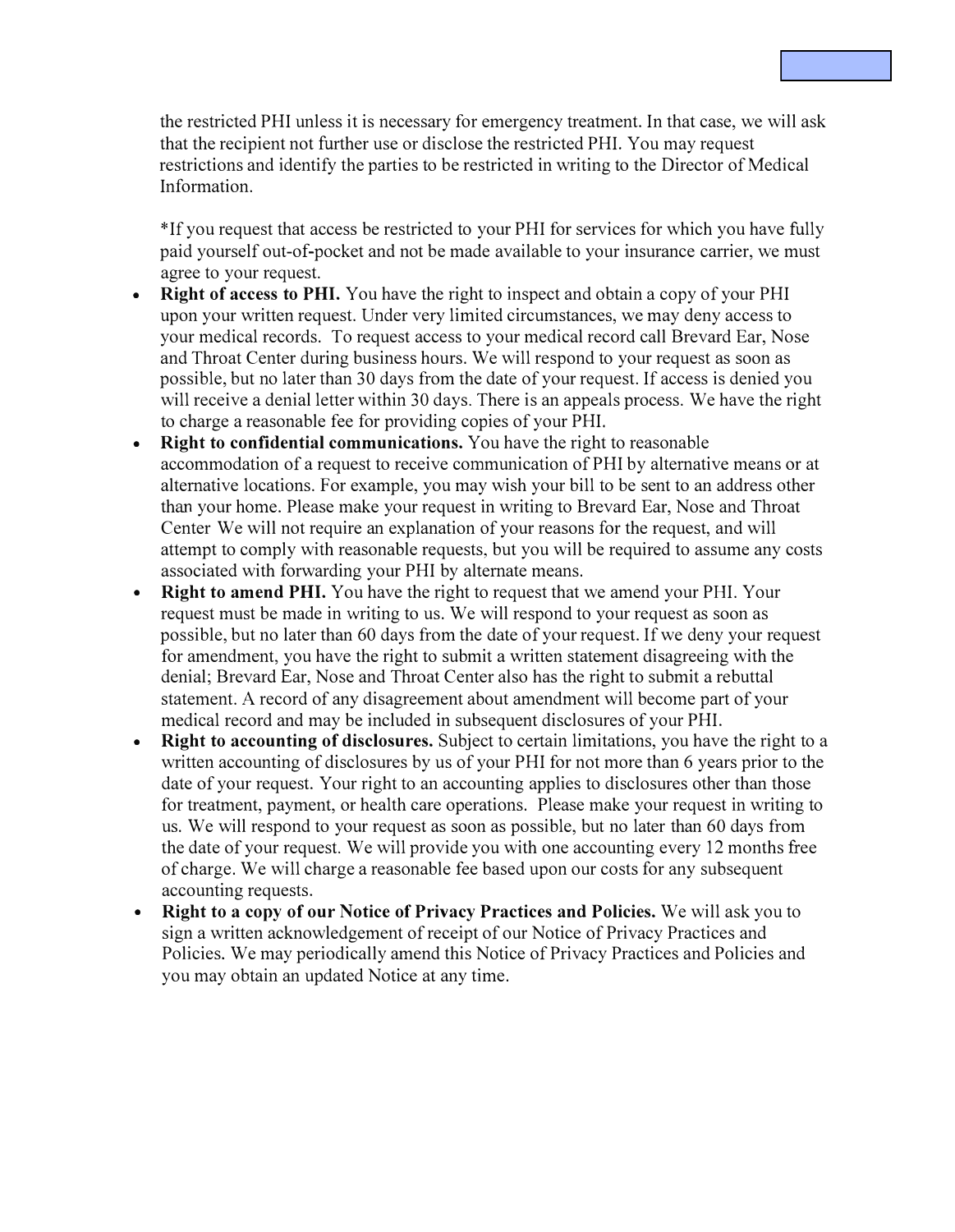the restricted PHI unless it is necessary for emergency treatment. In that case, we will ask that the recipient not further use or disclose the restricted PHI. You may request restrictions and identify the parties to be restricted in writing to the Director of Medical Information.

*If you request that access be restricted to your PHI for services for which you have fully paid yourself out-of-pocket and not be made available to your insurance carrier, we must agree to your request.

- **Right of access to PHI.** You have the right to inspect and obtain a copy of your PHI upon your written request. Under very limited circumstances, we may deny access to your medical records. To request access to your medical record call Brevard Ear, Nose and Throat Center during business hours. We will respond to your request as soon as possible, but no later than 30 days from the date of your request. If access is denied you will receive a denial letter within 30 days. There is an appeals process. We have the right to charge a reasonable fee for providing copies of your PHI.
- **Right to confidential communications.** You have the right to reasonable accommodation of a request to receive communication of PHI by alternative means or at alternative locations. For example, you may wish your bill to be sent to an address other than your home. Please make your request in writing to Brevard Ear, Nose and Throat Center We will not require an explanation of your reasons for the request, and will attempt to comply with reasonable requests, but you will be required to assume any costs associated with forwarding your PHI by alternate means.
- **Right to amend PHI.** You have the right to request that we amend your PHI. Your request must be made in writing to us. We will respond to your request as soon as possible, but no later than 60 days from the date of your request. If we deny your request for amendment, you have the right to submit a written statement disagreeing with the denial; Brevard Ear, Nose and Throat Center also has the right to submit a rebuttal statement. A record of any disagreement about amendment will become part of your medical record and may be included in subsequent disclosures of your PHI.
- **Right to accounting of disclosures.** Subject to certain limitations, you have the right to a written accounting of disclosures by us of your PHI for not more than 6 years prior to the date of your request. Your right to an accounting applies to disclosures other than those for treatment, payment, or health care operations. Please make your request in writing to us. We will respond to your request as soon as possible, but no later than 60 days from the date of your request. We will provide you with one accounting every 12 months free of charge. We will charge a reasonable fee based upon our costs for any subsequent accounting requests.
- **Right to a copy of our Notice of Privacy Practices and Policies.** We will ask you to sign a written acknowledgement of receipt of our Notice of Privacy Practices and Policies. We may periodically amend this Notice of Privacy Practices and Policies and you may obtain an updated Notice at any time.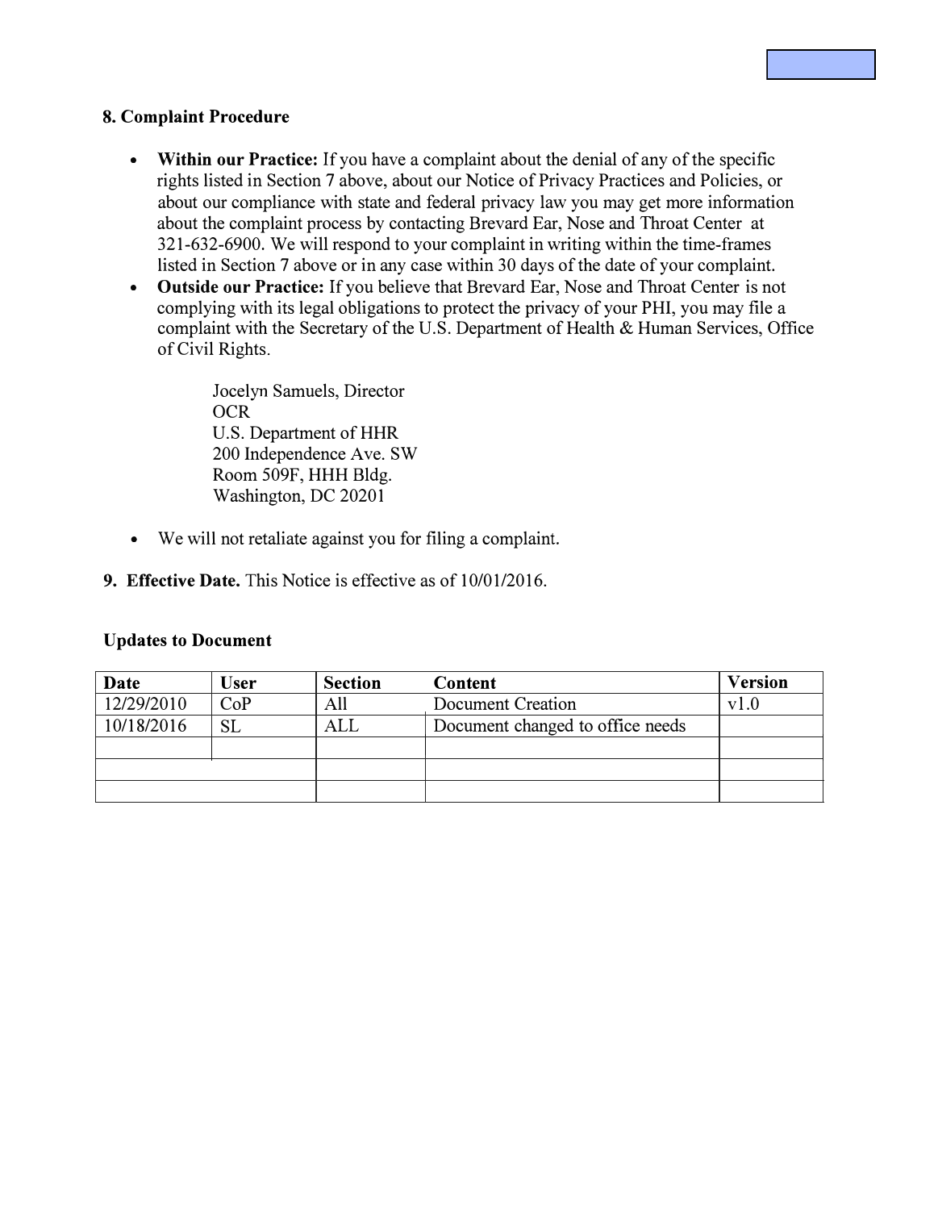## 8. Complaint Procedure

- **Within our Practice:** If you have a complaint about the denial of any of the specific rights listed in Section 7 above, about our Notice of Privacy Practices and Policies, or about our compliance with state and federal privacy law you may get more information about the complaint process by contacting Brevard Ear, Nose and Throat Center at 321-632-6900. We will respond to your complaint in writing within the time-frames listed in Section 7 above or in any case within 30 days of the date of your complaint.
- **Outside our Practice:** If you believe that Brevard Ear, Nose and Throat Center is not complying with its legal obligations to protect the privacy of your PHI, you may file a complaint with the Secretary of the U.S. Department of Health & Human Services, Office of Civil Rights.

  Jocelyn Samuels, Director  
  OCR  
  U.S. Department of HHR  
  200 Independence Ave. SW  
  Room 509F, HHH Bldg.  
  Washington, DC 20201

- We will not retaliate against you for filing a complaint.

**9. Effective Date.** This Notice is effective as of 10/01/2016.

**Updates to Document**

| Date | User | Section | Content | Version |
|---|---|---|---|---|
| 12/29/2010 | CoP | All | Document Creation | v1.0 |
| 10/18/2016 | SL | ALL | Document changed to office needs | |
| | | | | |
| | | | | |
| | | | | |